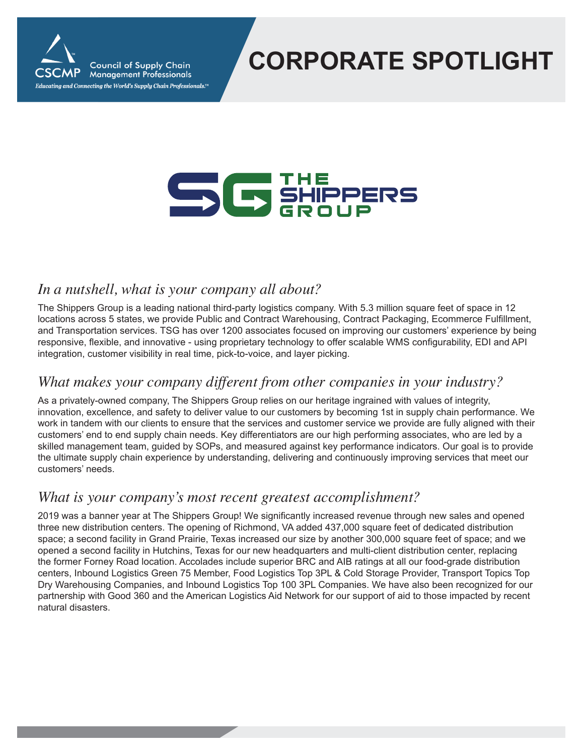CSCMP Council of Supply Chain Management Professionals

*Educating and Connecting the World's Supply Chain Professionals.™*

# CORPORATE SPOTLIGHT

THE SHIPPERS GROUP

## *In a nutshell, what is your company all about?*

The Shippers Group is a leading national third-party logistics company. With 5.3 million square feet of space in 12 locations across 5 states, we provide Public and Contract Warehousing, Contract Packaging, Ecommerce Fulfillment, and Transportation services. TSG has over 1200 associates focused on improving our customers' experience by being responsive, flexible, and innovative - using proprietary technology to offer scalable WMS configurability, EDI and API integration, customer visibility in real time, pick-to-voice, and layer picking.

## *What makes your company different from other companies in your industry?*

As a privately-owned company, The Shippers Group relies on our heritage ingrained with values of integrity, innovation, excellence, and safety to deliver value to our customers by becoming 1st in supply chain performance. We work in tandem with our clients to ensure that the services and customer service we provide are fully aligned with their customers' end to end supply chain needs. Key differentiators are our high performing associates, who are led by a skilled management team, guided by SOPs, and measured against key performance indicators. Our goal is to provide the ultimate supply chain experience by understanding, delivering and continuously improving services that meet our customers' needs.

## *What is your company's most recent greatest accomplishment?*

2019 was a banner year at The Shippers Group! We significantly increased revenue through new sales and opened three new distribution centers. The opening of Richmond, VA added 437,000 square feet of dedicated distribution space; a second facility in Grand Prairie, Texas increased our size by another 300,000 square feet of space; and we opened a second facility in Hutchins, Texas for our new headquarters and multi-client distribution center, replacing the former Forney Road location. Accolades include superior BRC and AIB ratings at all our food-grade distribution centers, Inbound Logistics Green 75 Member, Food Logistics Top 3PL & Cold Storage Provider, Transport Topics Top Dry Warehousing Companies, and Inbound Logistics Top 100 3PL Companies. We have also been recognized for our partnership with Good 360 and the American Logistics Aid Network for our support of aid to those impacted by recent natural disasters.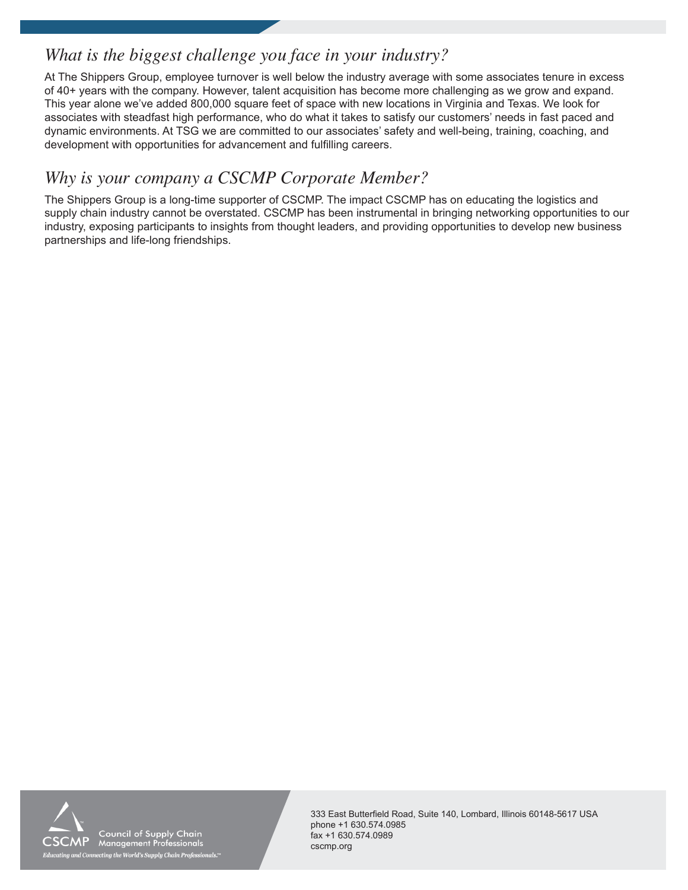## *What is the biggest challenge you face in your industry?*

At The Shippers Group, employee turnover is well below the industry average with some associates tenure in excess of 40+ years with the company. However, talent acquisition has become more challenging as we grow and expand. This year alone we've added 800,000 square feet of space with new locations in Virginia and Texas. We look for associates with steadfast high performance, who do what it takes to satisfy our customers' needs in fast paced and dynamic environments. At TSG we are committed to our associates' safety and well-being, training, coaching, and development with opportunities for advancement and fulfilling careers.

## *Why is your company a CSCMP Corporate Member?*

The Shippers Group is a long-time supporter of CSCMP. The impact CSCMP has on educating the logistics and supply chain industry cannot be overstated. CSCMP has been instrumental in bringing networking opportunities to our industry, exposing participants to insights from thought leaders, and providing opportunities to develop new business partnerships and life-long friendships.

CSCMP Council of Supply Chain Management Professionals

*Educating and Connecting the World's Supply Chain Professionals.™*

333 East Butterfield Road, Suite 140, Lombard, Illinois 60148-5617 USA
phone +1 630.574.0985
fax +1 630.574.0989
cscmp.org